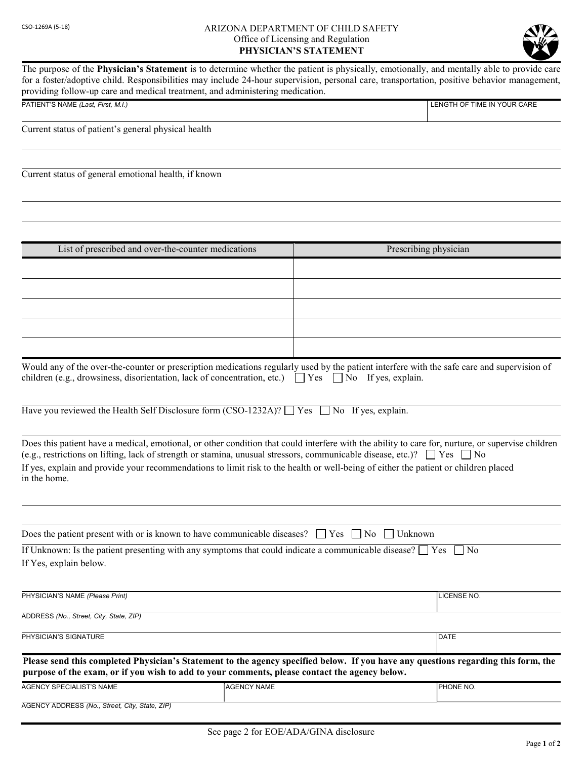CSO-1269A (5-18)

# ARIZONA DEPARTMENT OF CHILD SAFETY
Office of Licensing and Regulation
## PHYSICIAN'S STATEMENT

The purpose of the **Physician's Statement** is to determine whether the patient is physically, emotionally, and mentally able to provide care for a foster/adoptive child. Responsibilities may include 24-hour supervision, personal care, transportation, positive behavior management, providing follow-up care and medical treatment, and administering medication.

| PATIENT'S NAME *(Last, First, M.I.)* | LENGTH OF TIME IN YOUR CARE |
|---|---|
| | |

Current status of patient's general physical health

Current status of general emotional health, if known

| List of prescribed and over-the-counter medications | Prescribing physician |
|---|---|
| | |
| | |
| | |
| | |
| | |

Would any of the over-the-counter or prescription medications regularly used by the patient interfere with the safe care and supervision of children (e.g., drowsiness, disorientation, lack of concentration, etc.) ☐ Yes ☐ No If yes, explain.

Have you reviewed the Health Self Disclosure form (CSO-1232A)? ☐ Yes ☐ No If yes, explain.

Does this patient have a medical, emotional, or other condition that could interfere with the ability to care for, nurture, or supervise children (e.g., restrictions on lifting, lack of strength or stamina, unusual stressors, communicable disease, etc.)? ☐ Yes ☐ No
If yes, explain and provide your recommendations to limit risk to the health or well-being of either the patient or children placed in the home.

Does the patient present with or is known to have communicable diseases? ☐ Yes ☐ No ☐ Unknown

If Unknown: Is the patient presenting with any symptoms that could indicate a communicable disease? ☐ Yes ☐ No
If Yes, explain below.

| PHYSICIAN'S NAME *(Please Print)* | LICENSE NO. |
|---|---|
| ADDRESS *(No., Street, City, State, ZIP)* | |
| PHYSICIAN'S SIGNATURE | DATE |

**Please send this completed Physician's Statement to the agency specified below. If you have any questions regarding this form, the purpose of the exam, or if you wish to add to your comments, please contact the agency below.**

| AGENCY SPECIALIST'S NAME | AGENCY NAME | PHONE NO. |
|---|---|---|
| AGENCY ADDRESS *(No., Street, City, State, ZIP)* | | |

See page 2 for EOE/ADA/GINA disclosure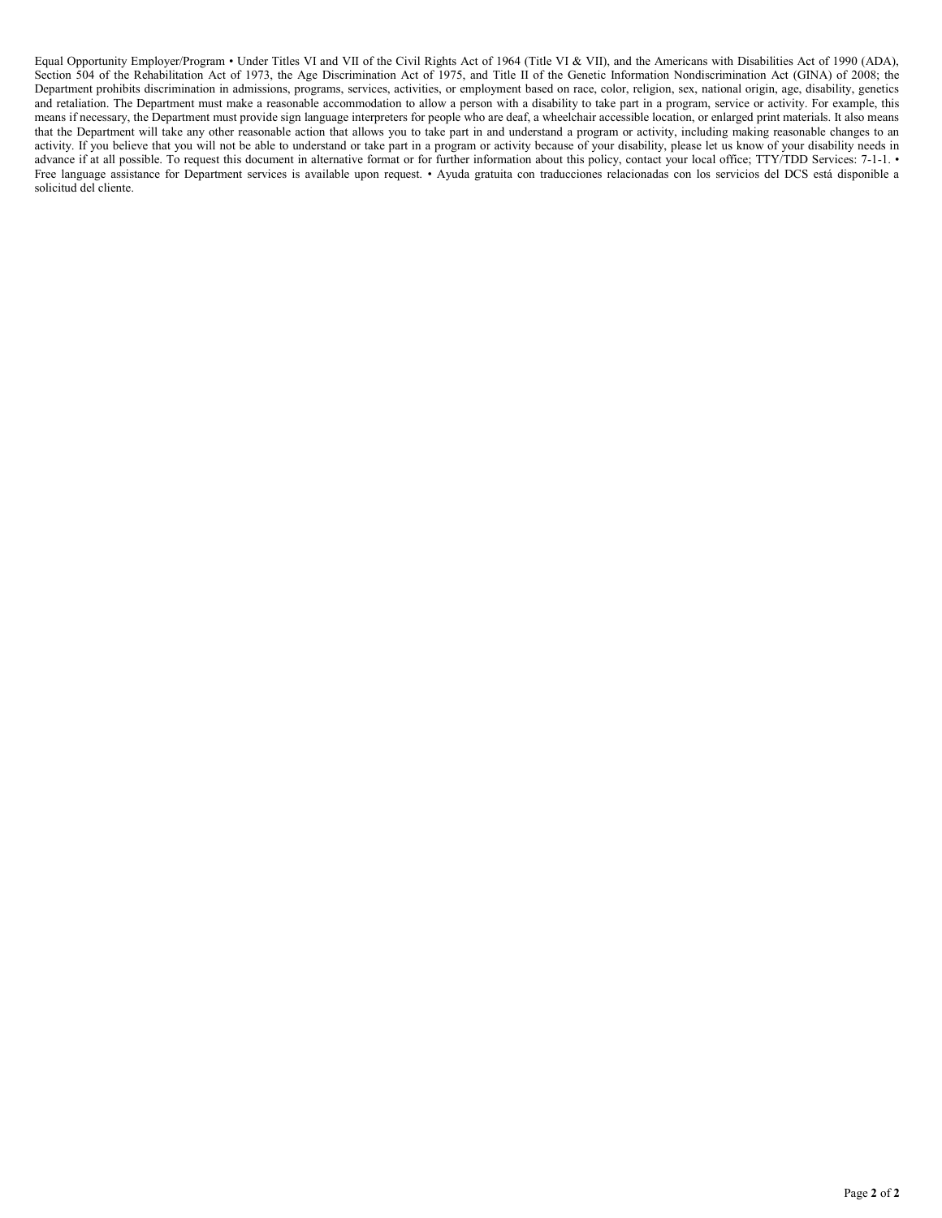Equal Opportunity Employer/Program • Under Titles VI and VII of the Civil Rights Act of 1964 (Title VI & VII), and the Americans with Disabilities Act of 1990 (ADA), Section 504 of the Rehabilitation Act of 1973, the Age Discrimination Act of 1975, and Title II of the Genetic Information Nondiscrimination Act (GINA) of 2008; the Department prohibits discrimination in admissions, programs, services, activities, or employment based on race, color, religion, sex, national origin, age, disability, genetics and retaliation. The Department must make a reasonable accommodation to allow a person with a disability to take part in a program, service or activity. For example, this means if necessary, the Department must provide sign language interpreters for people who are deaf, a wheelchair accessible location, or enlarged print materials. It also means that the Department will take any other reasonable action that allows you to take part in and understand a program or activity, including making reasonable changes to an activity. If you believe that you will not be able to understand or take part in a program or activity because of your disability, please let us know of your disability needs in advance if at all possible. To request this document in alternative format or for further information about this policy, contact your local office; TTY/TDD Services: 7-1-1. • Free language assistance for Department services is available upon request. • Ayuda gratuita con traducciones relacionadas con los servicios del DCS está disponible a solicitud del cliente.